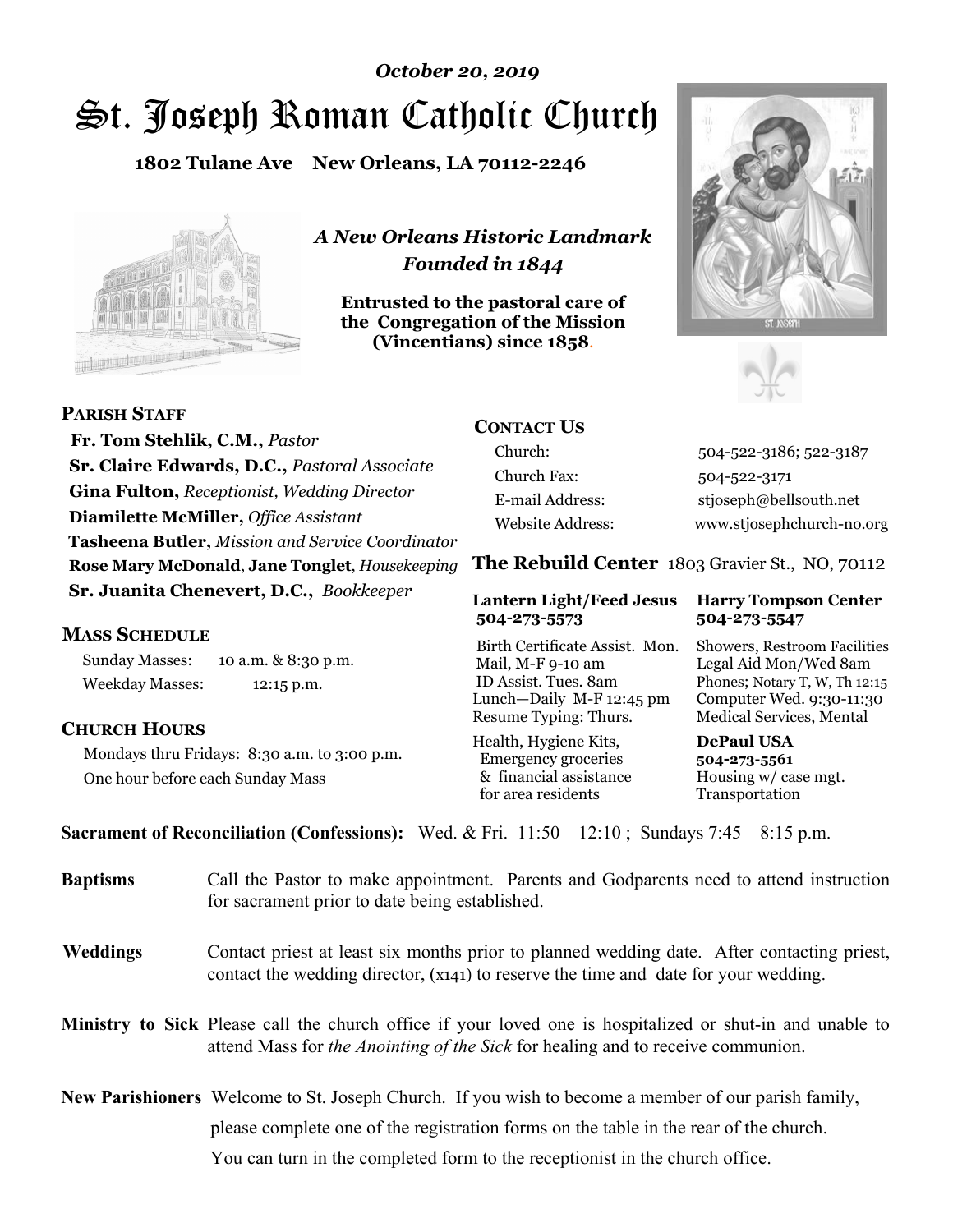*October 20, 2019*

# St. Joseph Roman Catholic Church

**1802 Tulane Ave New Orleans, LA 70112-2246**

*A New Orleans Historic Landmark*
*Founded in 1844*

**Entrusted to the pastoral care of the Congregation of the Mission (Vincentians) since 1858.**

## PARISH STAFF

**Fr. Tom Stehlik, C.M.,** *Pastor*
**Sr. Claire Edwards, D.C.,** *Pastoral Associate*
**Gina Fulton,** *Receptionist, Wedding Director*
**Diamilette McMiller,** *Office Assistant*
**Tasheena Butler,** *Mission and Service Coordinator*
**Rose Mary McDonald**, **Jane Tonglet**, *Housekeeping*
**Sr. Juanita Chenevert, D.C.,** *Bookkeeper*

## MASS SCHEDULE

Sunday Masses: 10 a.m. & 8:30 p.m.
Weekday Masses: 12:15 p.m.

## CHURCH HOURS

Mondays thru Fridays: 8:30 a.m. to 3:00 p.m.
One hour before each Sunday Mass

## CONTACT US

| | |
|---|---|
| Church: | 504-522-3186; 522-3187 |
| Church Fax: | 504-522-3171 |
| E-mail Address: | stjoseph@bellsouth.net |
| Website Address: | www.stjosephchurch-no.org |

## The Rebuild Center 1803 Gravier St., NO, 70112

| **Lantern Light/Feed Jesus 504-273-5573** | **Harry Tompson Center 504-273-5547** |
|---|---|
| Birth Certificate Assist. Mon. Mail, M-F 9-10 am ID Assist. Tues. 8am Lunch—Daily M-F 12:45 pm Resume Typing: Thurs. | Showers, Restroom Facilities Legal Aid Mon/Wed 8am Phones; Notary T, W, Th 12:15 Computer Wed. 9:30-11:30 Medical Services, Mental |
| Health, Hygiene Kits, Emergency groceries & financial assistance for area residents | **DePaul USA 504-273-5561** Housing w/ case mgt. Transportation |

**Sacrament of Reconciliation (Confessions):** Wed. & Fri. 11:50—12:10 ; Sundays 7:45—8:15 p.m.

**Baptisms** Call the Pastor to make appointment. Parents and Godparents need to attend instruction for sacrament prior to date being established.

**Weddings** Contact priest at least six months prior to planned wedding date. After contacting priest, contact the wedding director, (x141) to reserve the time and date for your wedding.

**Ministry to Sick** Please call the church office if your loved one is hospitalized or shut-in and unable to attend Mass for *the Anointing of the Sick* for healing and to receive communion.

**New Parishioners** Welcome to St. Joseph Church. If you wish to become a member of our parish family, please complete one of the registration forms on the table in the rear of the church. You can turn in the completed form to the receptionist in the church office.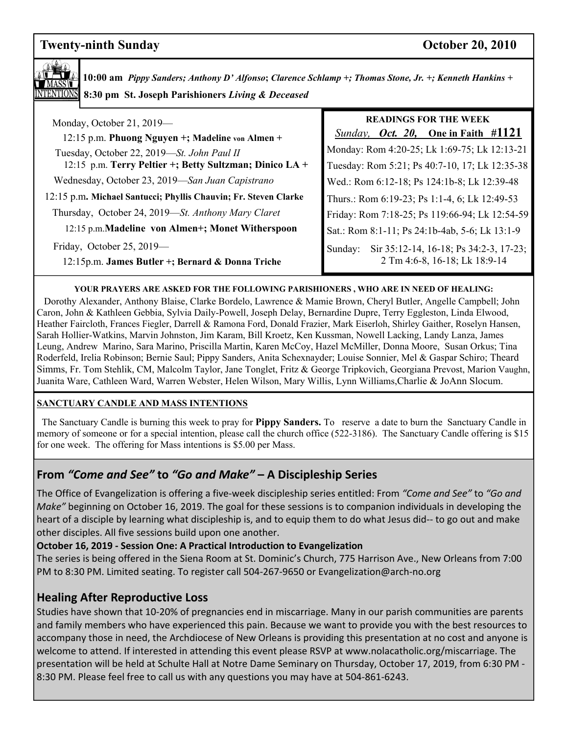**Twenty-ninth Sunday** **October 20, 2010**

**10:00 am** *Pippy Sanders; Anthony D' Alfonso; Clarence Schlamp +; Thomas Stone, Jr. +; Kenneth Hankins +*

**8:30 pm St. Joseph Parishioners** *Living & Deceased*

Monday, October 21, 2019—
12:15 p.m. **Phuong Nguyen +; Madeline von Almen +**

Tuesday, October 22, 2019—*St. John Paul II*
12:15 p.m. **Terry Peltier +; Betty Sultzman; Dinico LA +**

Wednesday, October 23, 2019—*San Juan Capistrano*
12:15 p.m**. Michael Santucci; Phyllis Chauvin; Fr. Steven Clarke**

Thursday, October 24, 2019—*St. Anthony Mary Claret*
12:15 p.m.**Madeline von Almen+; Monet Witherspoon**

Friday, October 25, 2019—
12:15p.m. **James Butler +; Bernard & Donna Triche**

**READINGS FOR THE WEEK**

*Sunday, **Oct. 20,*** **One in Faith #1121**

Monday: Rom 4:20-25; Lk 1:69-75; Lk 12:13-21
Tuesday: Rom 5:21; Ps 40:7-10, 17; Lk 12:35-38
Wed.: Rom 6:12-18; Ps 124:1b-8; Lk 12:39-48
Thurs.: Rom 6:19-23; Ps 1:1-4, 6; Lk 12:49-53
Friday: Rom 7:18-25; Ps 119:66-94; Lk 12:54-59
Sat.: Rom 8:1-11; Ps 24:1b-4ab, 5-6; Lk 13:1-9
Sunday: Sir 35:12-14, 16-18; Ps 34:2-3, 17-23; 2 Tm 4:6-8, 16-18; Lk 18:9-14

**YOUR PRAYERS ARE ASKED FOR THE FOLLOWING PARISHIONERS , WHO ARE IN NEED OF HEALING:**

Dorothy Alexander, Anthony Blaise, Clarke Bordelo, Lawrence & Mamie Brown, Cheryl Butler, Angelle Campbell; John Caron, John & Kathleen Gebbia, Sylvia Daily-Powell, Joseph Delay, Bernardine Dupre, Terry Eggleston, Linda Elwood, Heather Faircloth, Frances Fiegler, Darrell & Ramona Ford, Donald Frazier, Mark Eiserloh, Shirley Gaither, Roselyn Hansen, Sarah Hollier-Watkins, Marvin Johnston, Jim Karam, Bill Kroetz, Ken Kussman, Nowell Lacking, Landy Lanza, James Leung, Andrew Marino, Sara Marino, Priscilla Martin, Karen McCoy, Hazel McMiller, Donna Moore, Susan Orkus; Tina Roderfeld, Irelia Robinson; Bernie Saul; Pippy Sanders, Anita Schexnayder; Louise Sonnier, Mel & Gaspar Schiro; Theard Simms, Fr. Tom Stehlik, CM, Malcolm Taylor, Jane Tonglet, Fritz & George Tripkovich, Georgiana Prevost, Marion Vaughn, Juanita Ware, Cathleen Ward, Warren Webster, Helen Wilson, Mary Willis, Lynn Williams,Charlie & JoAnn Slocum.

**SANCTUARY CANDLE AND MASS INTENTIONS**

The Sanctuary Candle is burning this week to pray for **Pippy Sanders.** To reserve a date to burn the Sanctuary Candle in memory of someone or for a special intention, please call the church office (522-3186). The Sanctuary Candle offering is $15 for one week. The offering for Mass intentions is $5.00 per Mass.

## From *"Come and See"* to *"Go and Make"* – A Discipleship Series

The Office of Evangelization is offering a five-week discipleship series entitled: From *"Come and See"* to *"Go and Make"* beginning on October 16, 2019. The goal for these sessions is to companion individuals in developing the heart of a disciple by learning what discipleship is, and to equip them to do what Jesus did-- to go out and make other disciples. All five sessions build upon one another.

**October 16, 2019 - Session One: A Practical Introduction to Evangelization**

The series is being offered in the Siena Room at St. Dominic's Church, 775 Harrison Ave., New Orleans from 7:00 PM to 8:30 PM. Limited seating. To register call 504-267-9650 or Evangelization@arch-no.org

## Healing After Reproductive Loss

Studies have shown that 10-20% of pregnancies end in miscarriage. Many in our parish communities are parents and family members who have experienced this pain. Because we want to provide you with the best resources to accompany those in need, the Archdiocese of New Orleans is providing this presentation at no cost and anyone is welcome to attend. If interested in attending this event please RSVP at www.nolacatholic.org/miscarriage. The presentation will be held at Schulte Hall at Notre Dame Seminary on Thursday, October 17, 2019, from 6:30 PM - 8:30 PM. Please feel free to call us with any questions you may have at 504-861-6243.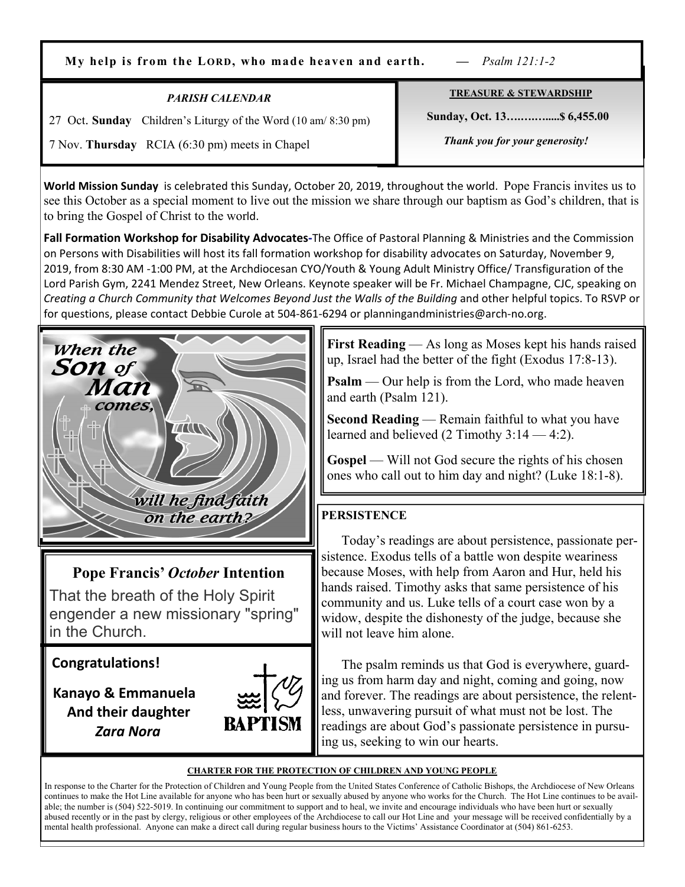**My help is from the LORD, who made heaven and earth.** — *Psalm 121:1-2*

### *PARISH CALENDAR*

27 Oct. **Sunday** Children's Liturgy of the Word (10 am/ 8:30 pm)

7 Nov. **Thursday** RCIA (6:30 pm) meets in Chapel

### TREASURE & STEWARDSHIP

**Sunday, Oct. 13…………....$ 6,455.00**

***Thank you for your generosity!***

**World Mission Sunday** is celebrated this Sunday, October 20, 2019, throughout the world. Pope Francis invites us to see this October as a special moment to live out the mission we share through our baptism as God's children, that is to bring the Gospel of Christ to the world.

**Fall Formation Workshop for Disability Advocates-**The Office of Pastoral Planning & Ministries and the Commission on Persons with Disabilities will host its fall formation workshop for disability advocates on Saturday, November 9, 2019, from 8:30 AM -1:00 PM, at the Archdiocesan CYO/Youth & Young Adult Ministry Office/ Transfiguration of the Lord Parish Gym, 2241 Mendez Street, New Orleans. Keynote speaker will be Fr. Michael Champagne, CJC, speaking on *Creating a Church Community that Welcomes Beyond Just the Walls of the Building* and other helpful topics. To RSVP or for questions, please contact Debbie Curole at 504-861-6294 or planningandministries@arch-no.org.

*When the Son of Man comes, will he find faith on the earth?*

### Pope Francis' *October* Intention

That the breath of the Holy Spirit engender a new missionary "spring" in the Church.

### Congratulations!

**Kanayo & Emmanuela**
**And their daughter**
***Zara Nora***

BAPTISM

**First Reading** — As long as Moses kept his hands raised up, Israel had the better of the fight (Exodus 17:8-13).

**Psalm** — Our help is from the Lord, who made heaven and earth (Psalm 121).

**Second Reading** — Remain faithful to what you have learned and believed (2 Timothy 3:14 — 4:2).

**Gospel** — Will not God secure the rights of his chosen ones who call out to him day and night? (Luke 18:1-8).

### PERSISTENCE

Today's readings are about persistence, passionate persistence. Exodus tells of a battle won despite weariness because Moses, with help from Aaron and Hur, held his hands raised. Timothy asks that same persistence of his community and us. Luke tells of a court case won by a widow, despite the dishonesty of the judge, because she will not leave him alone.

The psalm reminds us that God is everywhere, guarding us from harm day and night, coming and going, now and forever. The readings are about persistence, the relentless, unwavering pursuit of what must not be lost. The readings are about God's passionate persistence in pursuing us, seeking to win our hearts.

### CHARTER FOR THE PROTECTION OF CHILDREN AND YOUNG PEOPLE

In response to the Charter for the Protection of Children and Young People from the United States Conference of Catholic Bishops, the Archdiocese of New Orleans continues to make the Hot Line available for anyone who has been hurt or sexually abused by anyone who works for the Church. The Hot Line continues to be available; the number is (504) 522-5019. In continuing our commitment to support and to heal, we invite and encourage individuals who have been hurt or sexually abused recently or in the past by clergy, religious or other employees of the Archdiocese to call our Hot Line and your message will be received confidentially by a mental health professional. Anyone can make a direct call during regular business hours to the Victims' Assistance Coordinator at (504) 861-6253.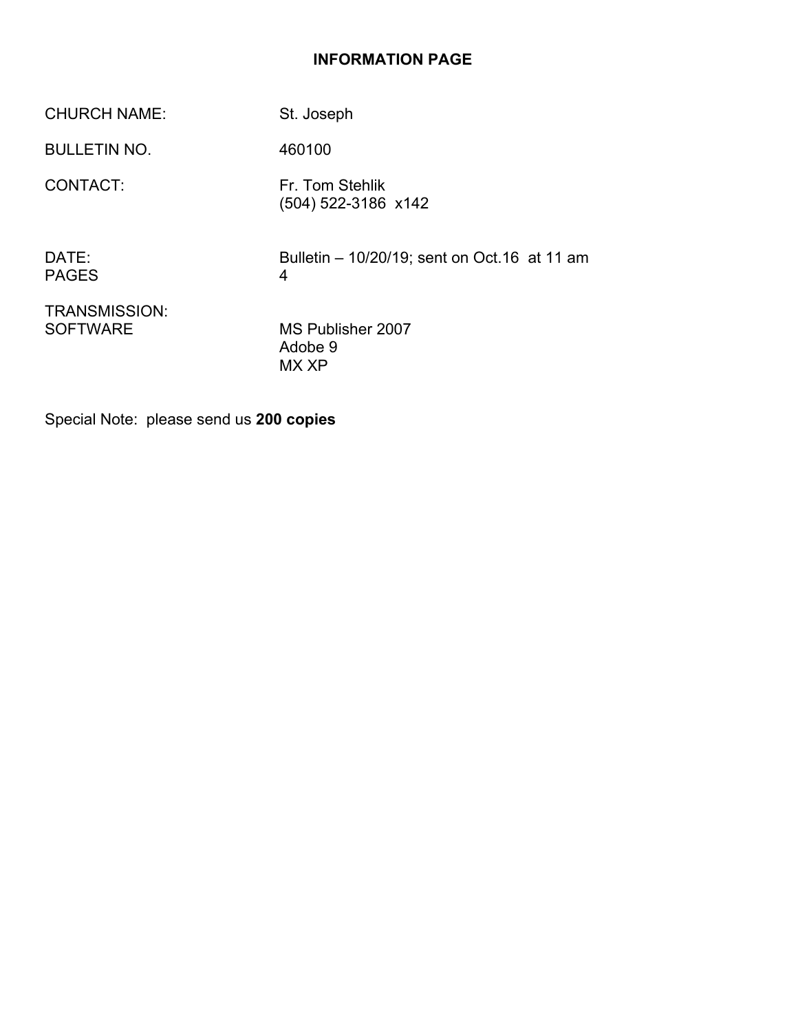# INFORMATION PAGE

| | |
|---|---|
| CHURCH NAME: | St. Joseph |
| BULLETIN NO. | 460100 |
| CONTACT: | Fr. Tom Stehlik<br>(504) 522-3186 x142 |
| DATE:<br>PAGES | Bulletin – 10/20/19; sent on Oct.16 at 11 am<br>4 |
| TRANSMISSION:<br>SOFTWARE | MS Publisher 2007<br>Adobe 9<br>MX XP |

Special Note: please send us **200 copies**